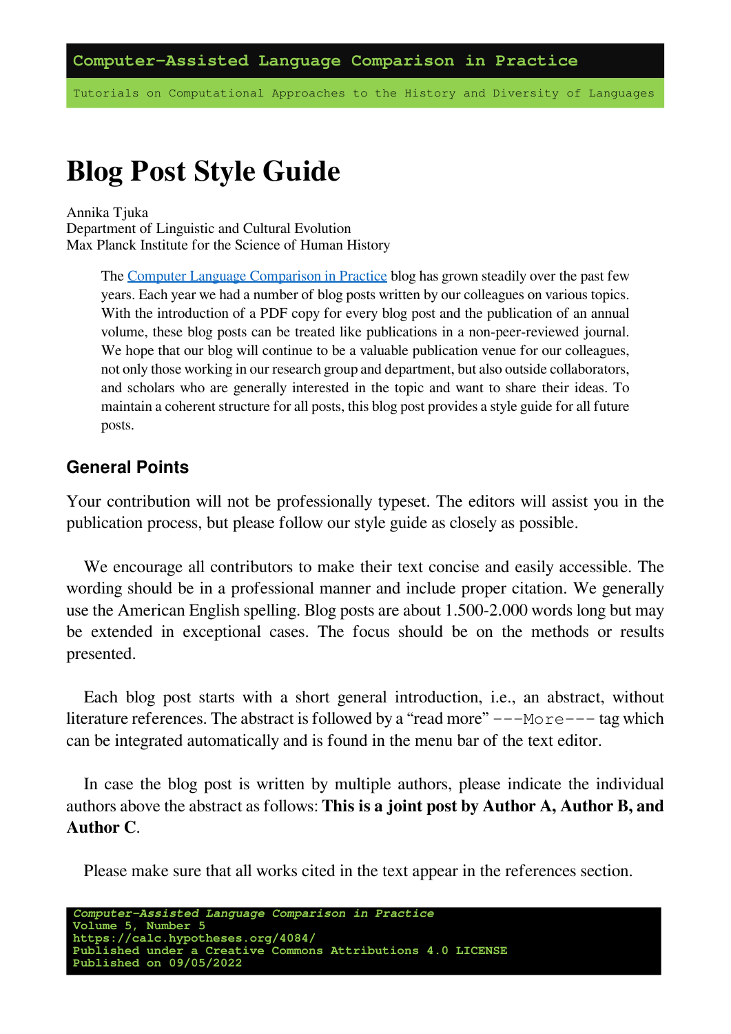# Blog Post Style Guide

Annika Tjuka
Department of Linguistic and Cultural Evolution
Max Planck Institute for the Science of Human History

> The [Computer Language Comparison in Practice](https://calc.hypotheses.org/) blog has grown steadily over the past few years. Each year we had a number of blog posts written by our colleagues on various topics. With the introduction of a PDF copy for every blog post and the publication of an annual volume, these blog posts can be treated like publications in a non-peer-reviewed journal. We hope that our blog will continue to be a valuable publication venue for our colleagues, not only those working in our research group and department, but also outside collaborators, and scholars who are generally interested in the topic and want to share their ideas. To maintain a coherent structure for all posts, this blog post provides a style guide for all future posts.

## General Points

Your contribution will not be professionally typeset. The editors will assist you in the publication process, but please follow our style guide as closely as possible.

We encourage all contributors to make their text concise and easily accessible. The wording should be in a professional manner and include proper citation. We generally use the American English spelling. Blog posts are about 1.500-2.000 words long but may be extended in exceptional cases. The focus should be on the methods or results presented.

Each blog post starts with a short general introduction, i.e., an abstract, without literature references. The abstract is followed by a "read more" `---More---` tag which can be integrated automatically and is found in the menu bar of the text editor.

In case the blog post is written by multiple authors, please indicate the individual authors above the abstract as follows: **This is a joint post by Author A, Author B, and Author C**.

Please make sure that all works cited in the text appear in the references section.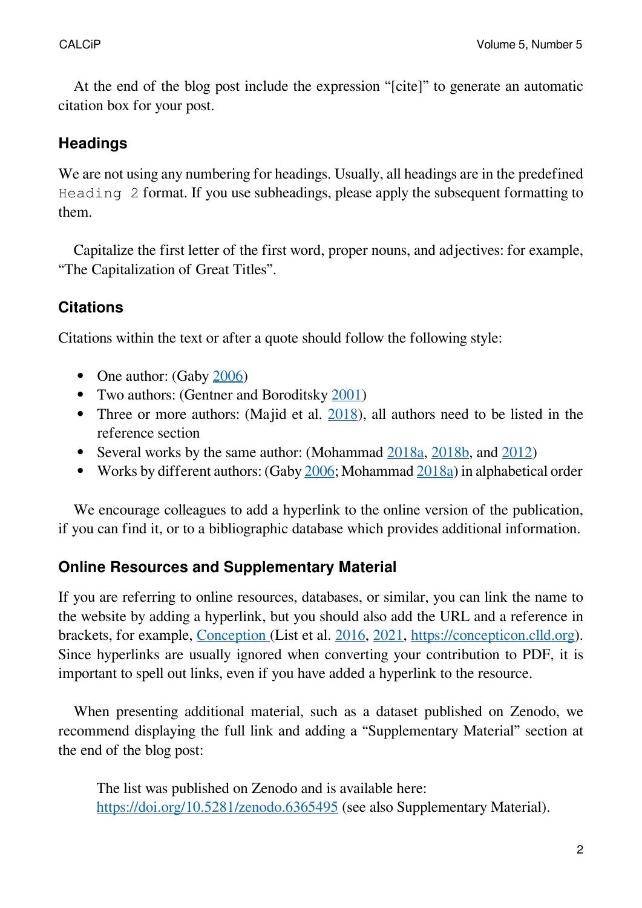At the end of the blog post include the expression "[cite]" to generate an automatic citation box for your post.

## Headings

We are not using any numbering for headings. Usually, all headings are in the predefined `Heading 2` format. If you use subheadings, please apply the subsequent formatting to them.

Capitalize the first letter of the first word, proper nouns, and adjectives: for example, "The Capitalization of Great Titles".

## Citations

Citations within the text or after a quote should follow the following style:

- One author: (Gaby 2006)
- Two authors: (Gentner and Boroditsky 2001)
- Three or more authors: (Majid et al. 2018), all authors need to be listed in the reference section
- Several works by the same author: (Mohammad 2018a, 2018b, and 2012)
- Works by different authors: (Gaby 2006; Mohammad 2018a) in alphabetical order

We encourage colleagues to add a hyperlink to the online version of the publication, if you can find it, or to a bibliographic database which provides additional information.

## Online Resources and Supplementary Material

If you are referring to online resources, databases, or similar, you can link the name to the website by adding a hyperlink, but you should also add the URL and a reference in brackets, for example, Conception (List et al. 2016, 2021, https://concepticon.clld.org). Since hyperlinks are usually ignored when converting your contribution to PDF, it is important to spell out links, even if you have added a hyperlink to the resource.

When presenting additional material, such as a dataset published on Zenodo, we recommend displaying the full link and adding a "Supplementary Material" section at the end of the blog post:

> The list was published on Zenodo and is available here:
> https://doi.org/10.5281/zenodo.6365495 (see also Supplementary Material).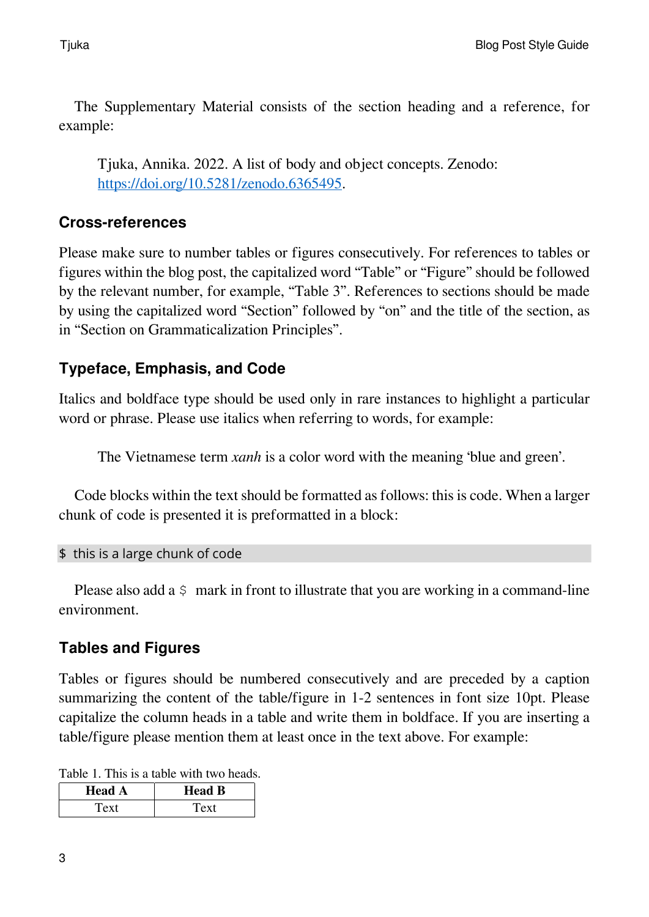The Supplementary Material consists of the section heading and a reference, for example:

> Tjuka, Annika. 2022. A list of body and object concepts. Zenodo: https://doi.org/10.5281/zenodo.6365495.

## Cross-references

Please make sure to number tables or figures consecutively. For references to tables or figures within the blog post, the capitalized word "Table" or "Figure" should be followed by the relevant number, for example, "Table 3". References to sections should be made by using the capitalized word "Section" followed by "on" and the title of the section, as in "Section on Grammaticalization Principles".

## Typeface, Emphasis, and Code

Italics and boldface type should be used only in rare instances to highlight a particular word or phrase. Please use italics when referring to words, for example:

> The Vietnamese term *xanh* is a color word with the meaning 'blue and green'.

Code blocks within the text should be formatted as follows: this is code. When a larger chunk of code is presented it is preformatted in a block:

```
$ this is a large chunk of code
```

Please also add a `$` mark in front to illustrate that you are working in a command-line environment.

## Tables and Figures

Tables or figures should be numbered consecutively and are preceded by a caption summarizing the content of the table/figure in 1-2 sentences in font size 10pt. Please capitalize the column heads in a table and write them in boldface. If you are inserting a table/figure please mention them at least once in the text above. For example:

Table 1. This is a table with two heads.

| **Head A** | **Head B** |
|---|---|
| Text | Text |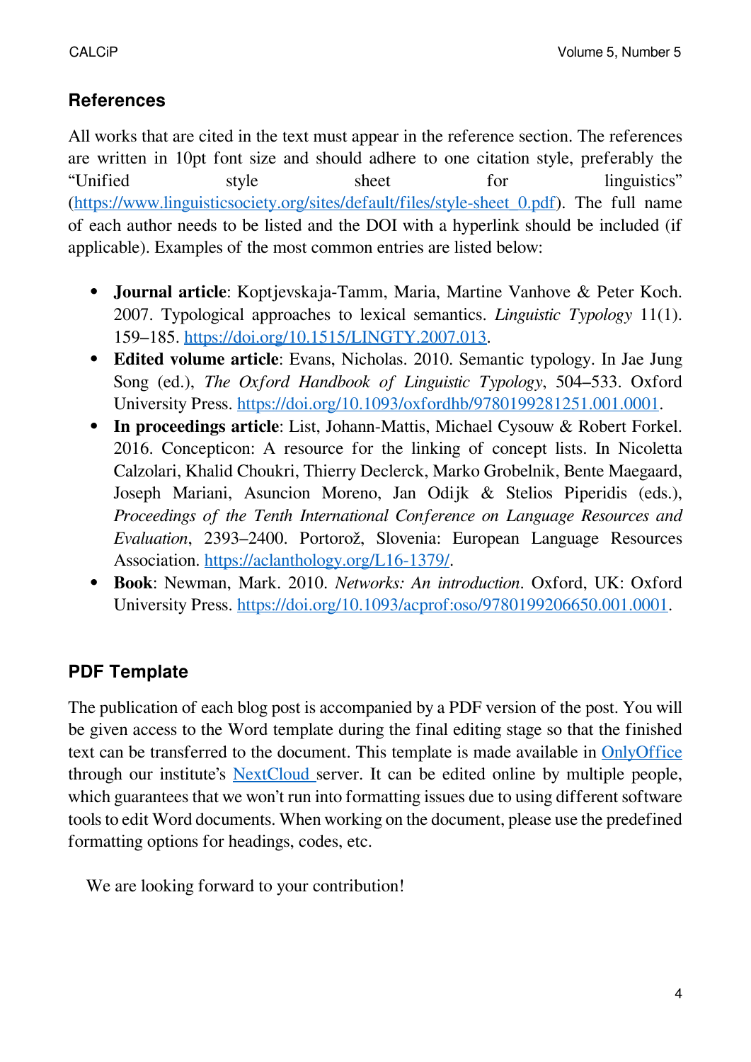## References

All works that are cited in the text must appear in the reference section. The references are written in 10pt font size and should adhere to one citation style, preferably the "Unified style sheet for linguistics" (https://www.linguisticsociety.org/sites/default/files/style-sheet_0.pdf). The full name of each author needs to be listed and the DOI with a hyperlink should be included (if applicable). Examples of the most common entries are listed below:

- **Journal article**: Koptjevskaja-Tamm, Maria, Martine Vanhove & Peter Koch. 2007. Typological approaches to lexical semantics. *Linguistic Typology* 11(1). 159–185. https://doi.org/10.1515/LINGTY.2007.013.
- **Edited volume article**: Evans, Nicholas. 2010. Semantic typology. In Jae Jung Song (ed.), *The Oxford Handbook of Linguistic Typology*, 504–533. Oxford University Press. https://doi.org/10.1093/oxfordhb/9780199281251.001.0001.
- **In proceedings article**: List, Johann-Mattis, Michael Cysouw & Robert Forkel. 2016. Concepticon: A resource for the linking of concept lists. In Nicoletta Calzolari, Khalid Choukri, Thierry Declerck, Marko Grobelnik, Bente Maegaard, Joseph Mariani, Asuncion Moreno, Jan Odijk & Stelios Piperidis (eds.), *Proceedings of the Tenth International Conference on Language Resources and Evaluation*, 2393–2400. Portorož, Slovenia: European Language Resources Association. https://aclanthology.org/L16-1379/.
- **Book**: Newman, Mark. 2010. *Networks: An introduction*. Oxford, UK: Oxford University Press. https://doi.org/10.1093/acprof:oso/9780199206650.001.0001.

## PDF Template

The publication of each blog post is accompanied by a PDF version of the post. You will be given access to the Word template during the final editing stage so that the finished text can be transferred to the document. This template is made available in OnlyOffice through our institute's NextCloud server. It can be edited online by multiple people, which guarantees that we won't run into formatting issues due to using different software tools to edit Word documents. When working on the document, please use the predefined formatting options for headings, codes, etc.

We are looking forward to your contribution!